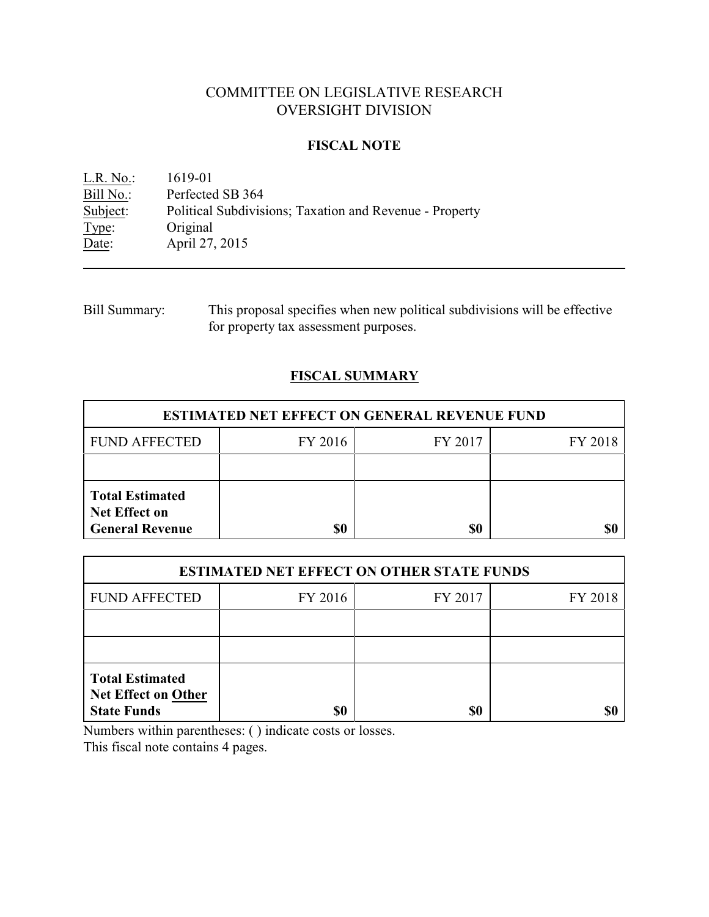# COMMITTEE ON LEGISLATIVE RESEARCH
# OVERSIGHT DIVISION

## FISCAL NOTE

L.R. No.: 1619-01
Bill No.: Perfected SB 364
Subject: Political Subdivisions; Taxation and Revenue - Property
Type: Original
Date: April 27, 2015

---

Bill Summary: This proposal specifies when new political subdivisions will be effective for property tax assessment purposes.

## FISCAL SUMMARY

| ESTIMATED NET EFFECT ON GENERAL REVENUE FUND | | | |
|---|---|---|---|
| FUND AFFECTED | FY 2016 | FY 2017 | FY 2018 |
| | | | |
| **Total Estimated Net Effect on General Revenue** | **$0** | **$0** | **$0** |

| ESTIMATED NET EFFECT ON OTHER STATE FUNDS | | | |
|---|---|---|---|
| FUND AFFECTED | FY 2016 | FY 2017 | FY 2018 |
| | | | |
| | | | |
| **Total Estimated Net Effect on Other State Funds** | **$0** | **$0** | **$0** |

Numbers within parentheses: ( ) indicate costs or losses.
This fiscal note contains 4 pages.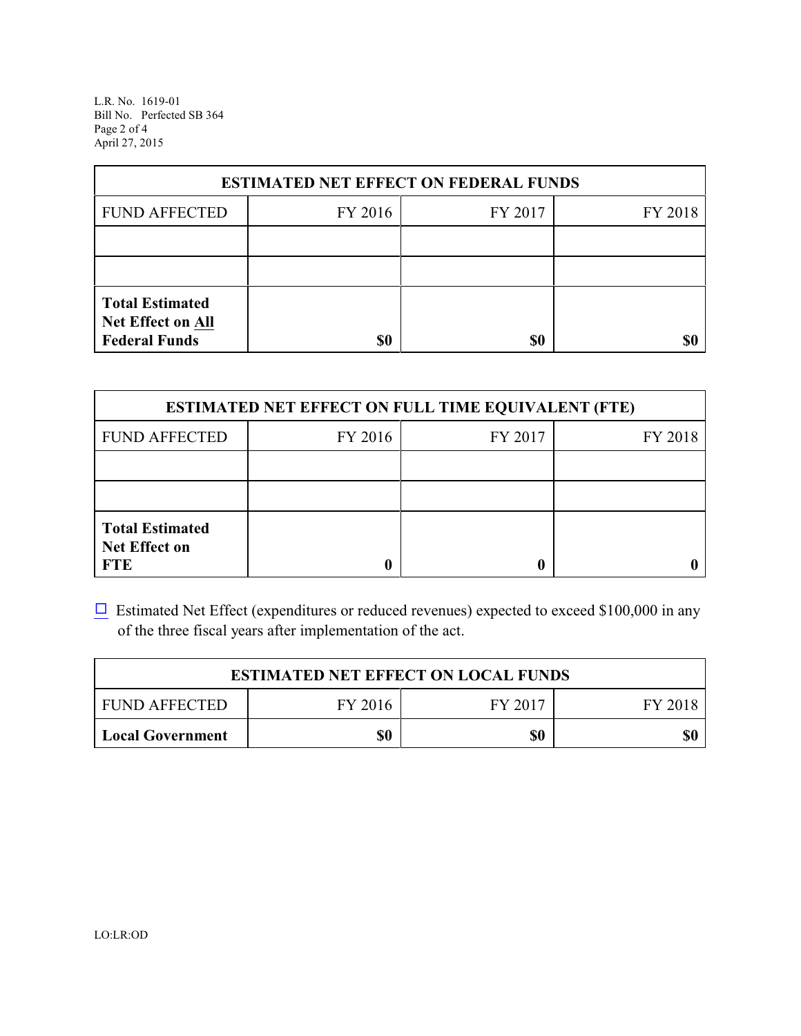| ESTIMATED NET EFFECT ON FEDERAL FUNDS | | | |
|---|---|---|---|
| FUND AFFECTED | FY 2016 | FY 2017 | FY 2018 |
| | | | |
| | | | |
| **Total Estimated Net Effect on All Federal Funds** | **$0** | **$0** | **$0** |

| ESTIMATED NET EFFECT ON FULL TIME EQUIVALENT (FTE) | | | |
|---|---|---|---|
| FUND AFFECTED | FY 2016 | FY 2017 | FY 2018 |
| | | | |
| | | | |
| **Total Estimated Net Effect on FTE** | **0** | **0** | **0** |

☐ Estimated Net Effect (expenditures or reduced revenues) expected to exceed $100,000 in any of the three fiscal years after implementation of the act.

| ESTIMATED NET EFFECT ON LOCAL FUNDS | | | |
|---|---|---|---|
| FUND AFFECTED | FY 2016 | FY 2017 | FY 2018 |
| **Local Government** | **$0** | **$0** | **$0** |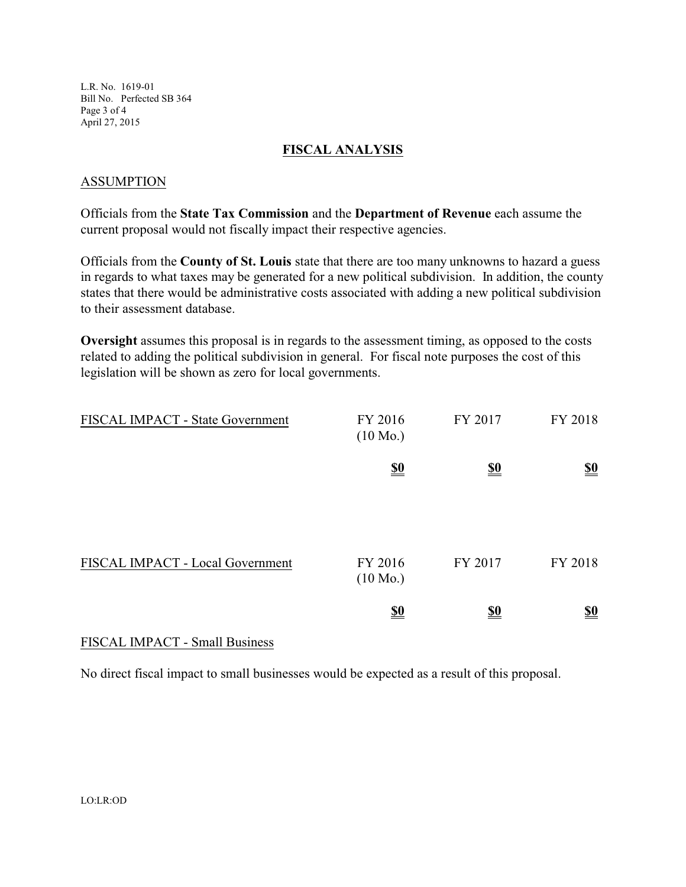## FISCAL ANALYSIS

### ASSUMPTION

Officials from the **State Tax Commission** and the **Department of Revenue** each assume the current proposal would not fiscally impact their respective agencies.

Officials from the **County of St. Louis** state that there are too many unknowns to hazard a guess in regards to what taxes may be generated for a new political subdivision. In addition, the county states that there would be administrative costs associated with adding a new political subdivision to their assessment database.

**Oversight** assumes this proposal is in regards to the assessment timing, as opposed to the costs related to adding the political subdivision in general. For fiscal note purposes the cost of this legislation will be shown as zero for local governments.

| FISCAL IMPACT - State Government | FY 2016 (10 Mo.) | FY 2017 | FY 2018 |
|---|---|---|---|
| | **$0** | **$0** | **$0** |

| FISCAL IMPACT - Local Government | FY 2016 (10 Mo.) | FY 2017 | FY 2018 |
|---|---|---|---|
| | **$0** | **$0** | **$0** |

### FISCAL IMPACT - Small Business

No direct fiscal impact to small businesses would be expected as a result of this proposal.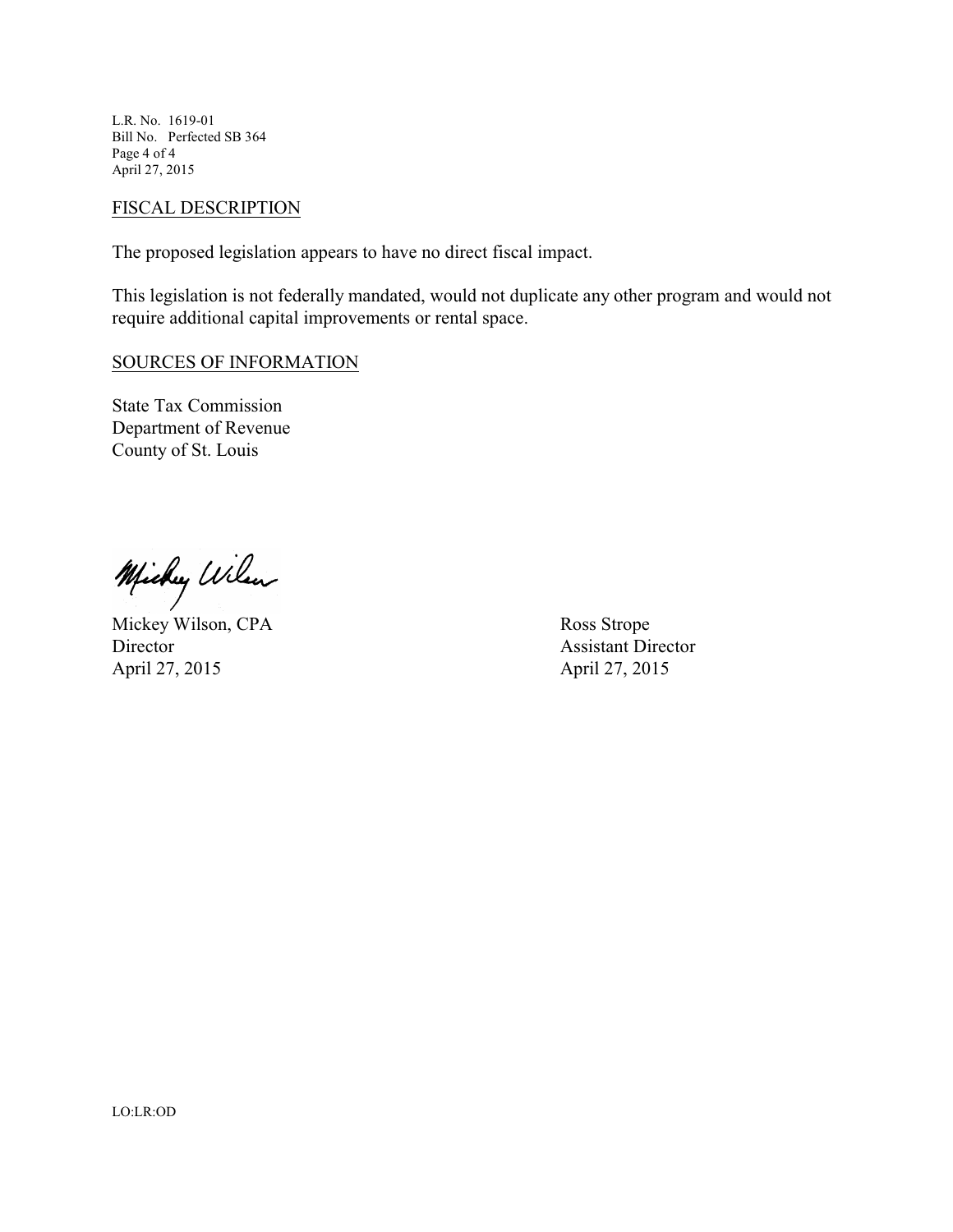## FISCAL DESCRIPTION

The proposed legislation appears to have no direct fiscal impact.

This legislation is not federally mandated, would not duplicate any other program and would not require additional capital improvements or rental space.

## SOURCES OF INFORMATION

State Tax Commission
Department of Revenue
County of St. Louis

Mickey Wilson, CPA
Director
April 27, 2015

Ross Strope
Assistant Director
April 27, 2015

LO:LR:OD